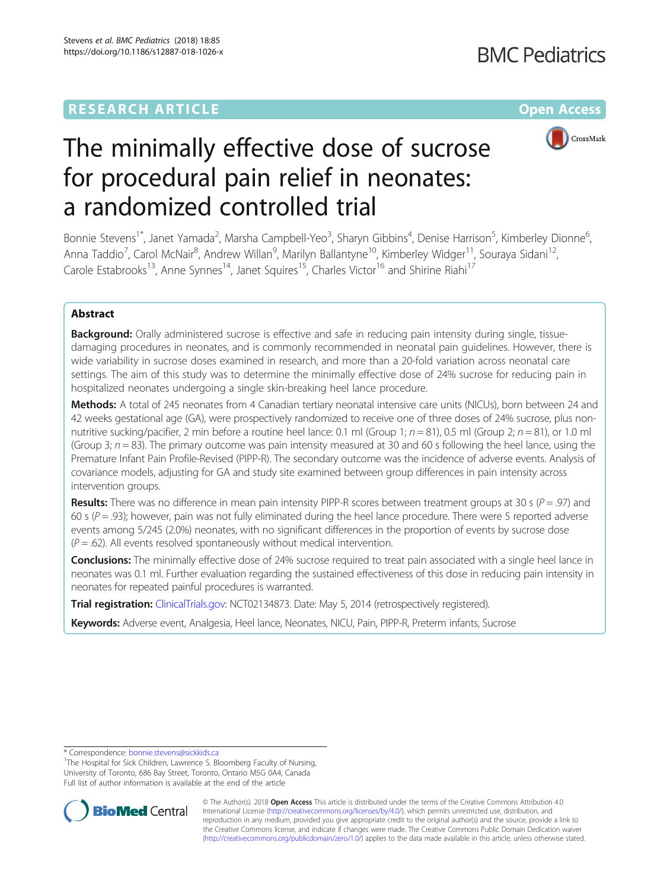RESEARCH ARTICLE

Open Access

# The minimally effective dose of sucrose for procedural pain relief in neonates: a randomized controlled trial

Bonnie Stevens[1*], Janet Yamada[2], Marsha Campbell-Yeo[3], Sharyn Gibbins[4], Denise Harrison[5], Kimberley Dionne[6], Anna Taddio[7], Carol McNair[8], Andrew Willan[9], Marilyn Ballantyne[10], Kimberley Widger[11], Souraya Sidani[12], Carole Estabrooks[13], Anne Synnes[14], Janet Squires[15], Charles Victor[16] and Shirine Riahi[17]

## Abstract

**Background:** Orally administered sucrose is effective and safe in reducing pain intensity during single, tissue-damaging procedures in neonates, and is commonly recommended in neonatal pain guidelines. However, there is wide variability in sucrose doses examined in research, and more than a 20-fold variation across neonatal care settings. The aim of this study was to determine the minimally effective dose of 24% sucrose for reducing pain in hospitalized neonates undergoing a single skin-breaking heel lance procedure.

**Methods:** A total of 245 neonates from 4 Canadian tertiary neonatal intensive care units (NICUs), born between 24 and 42 weeks gestational age (GA), were prospectively randomized to receive one of three doses of 24% sucrose, plus non-nutritive sucking/pacifier, 2 min before a routine heel lance: 0.1 ml (Group 1; *n* = 81), 0.5 ml (Group 2; *n* = 81), or 1.0 ml (Group 3; *n* = 83). The primary outcome was pain intensity measured at 30 and 60 s following the heel lance, using the Premature Infant Pain Profile-Revised (PIPP-R). The secondary outcome was the incidence of adverse events. Analysis of covariance models, adjusting for GA and study site examined between group differences in pain intensity across intervention groups.

**Results:** There was no difference in mean pain intensity PIPP-R scores between treatment groups at 30 s (*P* = .97) and 60 s (*P* = .93); however, pain was not fully eliminated during the heel lance procedure. There were 5 reported adverse events among 5/245 (2.0%) neonates, with no significant differences in the proportion of events by sucrose dose (*P* = .62). All events resolved spontaneously without medical intervention.

**Conclusions:** The minimally effective dose of 24% sucrose required to treat pain associated with a single heel lance in neonates was 0.1 ml. Further evaluation regarding the sustained effectiveness of this dose in reducing pain intensity in neonates for repeated painful procedures is warranted.

**Trial registration:** ClinicalTrials.gov: NCT02134873. Date: May 5, 2014 (retrospectively registered).

**Keywords:** Adverse event, Analgesia, Heel lance, Neonates, NICU, Pain, PIPP-R, Preterm infants, Sucrose

---

\* Correspondence: bonnie.stevens@sickkids.ca
[1]The Hospital for Sick Children, Lawrence S. Bloomberg Faculty of Nursing, University of Toronto, 686 Bay Street, Toronto, Ontario M5G 0A4, Canada
Full list of author information is available at the end of the article

© The Author(s). 2018 **Open Access** This article is distributed under the terms of the Creative Commons Attribution 4.0 International License (http://creativecommons.org/licenses/by/4.0/), which permits unrestricted use, distribution, and reproduction in any medium, provided you give appropriate credit to the original author(s) and the source, provide a link to the Creative Commons license, and indicate if changes were made. The Creative Commons Public Domain Dedication waiver (http://creativecommons.org/publicdomain/zero/1.0/) applies to the data made available in this article, unless otherwise stated.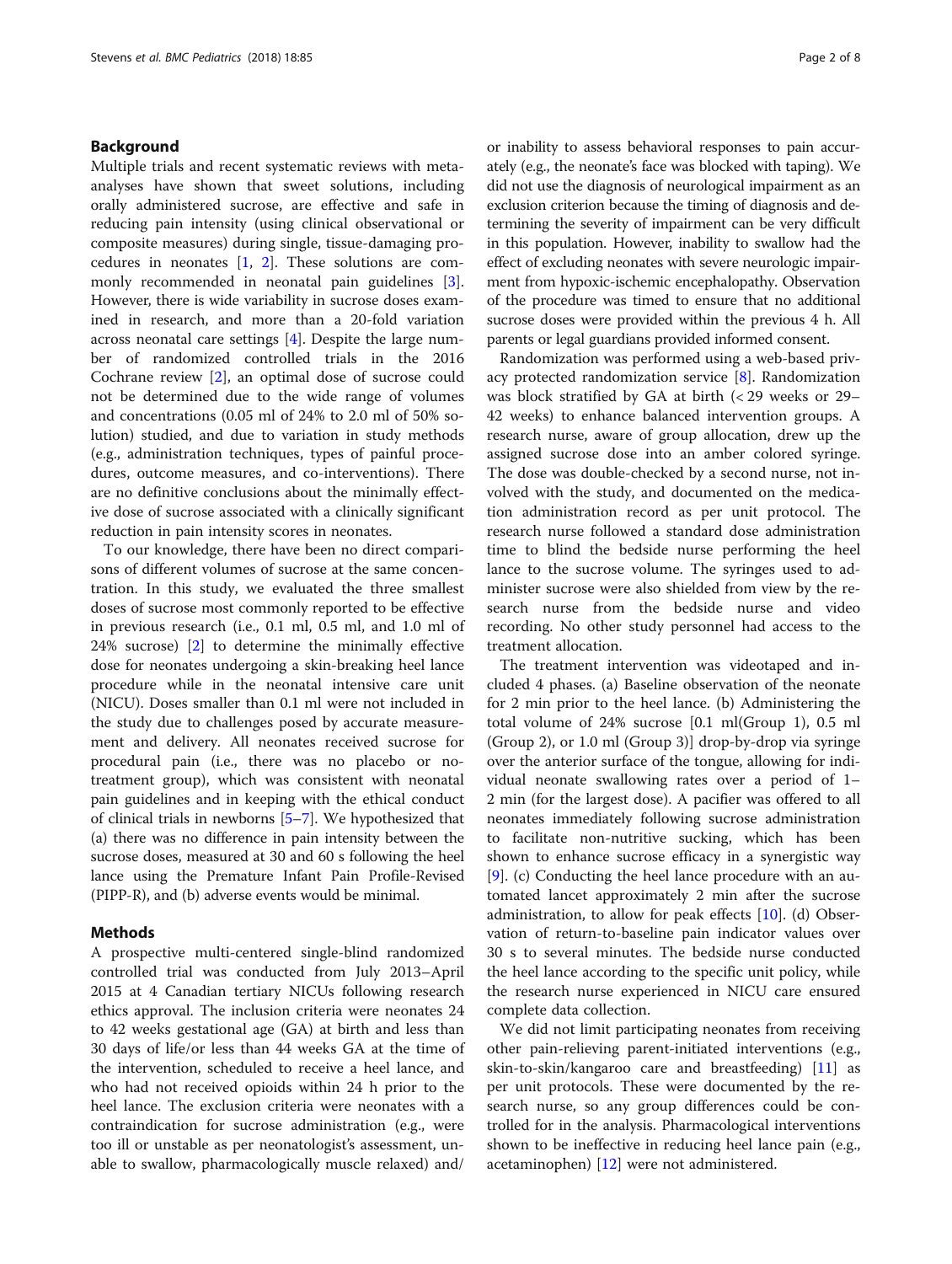## Background

Multiple trials and recent systematic reviews with meta-analyses have shown that sweet solutions, including orally administered sucrose, are effective and safe in reducing pain intensity (using clinical observational or composite measures) during single, tissue-damaging procedures in neonates [1, 2]. These solutions are commonly recommended in neonatal pain guidelines [3]. However, there is wide variability in sucrose doses examined in research, and more than a 20-fold variation across neonatal care settings [4]. Despite the large number of randomized controlled trials in the 2016 Cochrane review [2], an optimal dose of sucrose could not be determined due to the wide range of volumes and concentrations (0.05 ml of 24% to 2.0 ml of 50% solution) studied, and due to variation in study methods (e.g., administration techniques, types of painful procedures, outcome measures, and co-interventions). There are no definitive conclusions about the minimally effective dose of sucrose associated with a clinically significant reduction in pain intensity scores in neonates.

To our knowledge, there have been no direct comparisons of different volumes of sucrose at the same concentration. In this study, we evaluated the three smallest doses of sucrose most commonly reported to be effective in previous research (i.e., 0.1 ml, 0.5 ml, and 1.0 ml of 24% sucrose) [2] to determine the minimally effective dose for neonates undergoing a skin-breaking heel lance procedure while in the neonatal intensive care unit (NICU). Doses smaller than 0.1 ml were not included in the study due to challenges posed by accurate measurement and delivery. All neonates received sucrose for procedural pain (i.e., there was no placebo or no-treatment group), which was consistent with neonatal pain guidelines and in keeping with the ethical conduct of clinical trials in newborns [5–7]. We hypothesized that (a) there was no difference in pain intensity between the sucrose doses, measured at 30 and 60 s following the heel lance using the Premature Infant Pain Profile-Revised (PIPP-R), and (b) adverse events would be minimal.

## Methods

A prospective multi-centered single-blind randomized controlled trial was conducted from July 2013–April 2015 at 4 Canadian tertiary NICUs following research ethics approval. The inclusion criteria were neonates 24 to 42 weeks gestational age (GA) at birth and less than 30 days of life/or less than 44 weeks GA at the time of the intervention, scheduled to receive a heel lance, and who had not received opioids within 24 h prior to the heel lance. The exclusion criteria were neonates with a contraindication for sucrose administration (e.g., were too ill or unstable as per neonatologist's assessment, unable to swallow, pharmacologically muscle relaxed) and/or inability to assess behavioral responses to pain accurately (e.g., the neonate's face was blocked with taping). We did not use the diagnosis of neurological impairment as an exclusion criterion because the timing of diagnosis and determining the severity of impairment can be very difficult in this population. However, inability to swallow had the effect of excluding neonates with severe neurologic impairment from hypoxic-ischemic encephalopathy. Observation of the procedure was timed to ensure that no additional sucrose doses were provided within the previous 4 h. All parents or legal guardians provided informed consent.

Randomization was performed using a web-based privacy protected randomization service [8]. Randomization was block stratified by GA at birth (< 29 weeks or 29–42 weeks) to enhance balanced intervention groups. A research nurse, aware of group allocation, drew up the assigned sucrose dose into an amber colored syringe. The dose was double-checked by a second nurse, not involved with the study, and documented on the medication administration record as per unit protocol. The research nurse followed a standard dose administration time to blind the bedside nurse performing the heel lance to the sucrose volume. The syringes used to administer sucrose were also shielded from view by the research nurse from the bedside nurse and video recording. No other study personnel had access to the treatment allocation.

The treatment intervention was videotaped and included 4 phases. (a) Baseline observation of the neonate for 2 min prior to the heel lance. (b) Administering the total volume of 24% sucrose [0.1 ml(Group 1), 0.5 ml (Group 2), or 1.0 ml (Group 3)] drop-by-drop via syringe over the anterior surface of the tongue, allowing for individual neonate swallowing rates over a period of 1–2 min (for the largest dose). A pacifier was offered to all neonates immediately following sucrose administration to facilitate non-nutritive sucking, which has been shown to enhance sucrose efficacy in a synergistic way [9]. (c) Conducting the heel lance procedure with an automated lancet approximately 2 min after the sucrose administration, to allow for peak effects [10]. (d) Observation of return-to-baseline pain indicator values over 30 s to several minutes. The bedside nurse conducted the heel lance according to the specific unit policy, while the research nurse experienced in NICU care ensured complete data collection.

We did not limit participating neonates from receiving other pain-relieving parent-initiated interventions (e.g., skin-to-skin/kangaroo care and breastfeeding) [11] as per unit protocols. These were documented by the research nurse, so any group differences could be controlled for in the analysis. Pharmacological interventions shown to be ineffective in reducing heel lance pain (e.g., acetaminophen) [12] were not administered.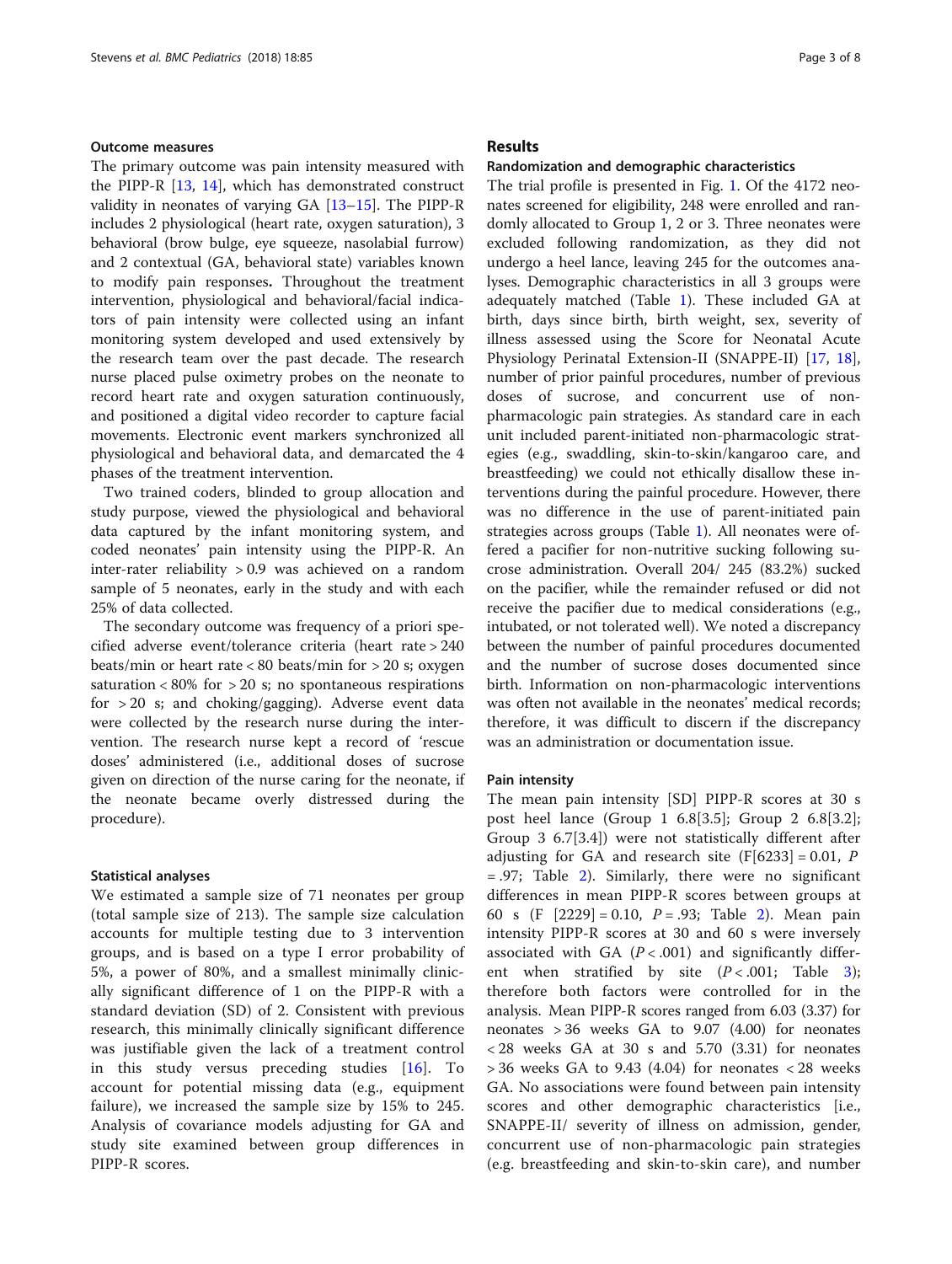### Outcome measures

The primary outcome was pain intensity measured with the PIPP-R [13, 14], which has demonstrated construct validity in neonates of varying GA [13–15]. The PIPP-R includes 2 physiological (heart rate, oxygen saturation), 3 behavioral (brow bulge, eye squeeze, nasolabial furrow) and 2 contextual (GA, behavioral state) variables known to modify pain responses. Throughout the treatment intervention, physiological and behavioral/facial indicators of pain intensity were collected using an infant monitoring system developed and used extensively by the research team over the past decade. The research nurse placed pulse oximetry probes on the neonate to record heart rate and oxygen saturation continuously, and positioned a digital video recorder to capture facial movements. Electronic event markers synchronized all physiological and behavioral data, and demarcated the 4 phases of the treatment intervention.

Two trained coders, blinded to group allocation and study purpose, viewed the physiological and behavioral data captured by the infant monitoring system, and coded neonates' pain intensity using the PIPP-R. An inter-rater reliability > 0.9 was achieved on a random sample of 5 neonates, early in the study and with each 25% of data collected.

The secondary outcome was frequency of a priori specified adverse event/tolerance criteria (heart rate > 240 beats/min or heart rate < 80 beats/min for > 20 s; oxygen saturation < 80% for > 20 s; no spontaneous respirations for > 20 s; and choking/gagging). Adverse event data were collected by the research nurse during the intervention. The research nurse kept a record of 'rescue doses' administered (i.e., additional doses of sucrose given on direction of the nurse caring for the neonate, if the neonate became overly distressed during the procedure).

### Statistical analyses

We estimated a sample size of 71 neonates per group (total sample size of 213). The sample size calculation accounts for multiple testing due to 3 intervention groups, and is based on a type I error probability of 5%, a power of 80%, and a smallest minimally clinically significant difference of 1 on the PIPP-R with a standard deviation (SD) of 2. Consistent with previous research, this minimally clinically significant difference was justifiable given the lack of a treatment control in this study versus preceding studies [16]. To account for potential missing data (e.g., equipment failure), we increased the sample size by 15% to 245. Analysis of covariance models adjusting for GA and study site examined between group differences in PIPP-R scores.

## Results

### Randomization and demographic characteristics

The trial profile is presented in Fig. 1. Of the 4172 neonates screened for eligibility, 248 were enrolled and randomly allocated to Group 1, 2 or 3. Three neonates were excluded following randomization, as they did not undergo a heel lance, leaving 245 for the outcomes analyses. Demographic characteristics in all 3 groups were adequately matched (Table 1). These included GA at birth, days since birth, birth weight, sex, severity of illness assessed using the Score for Neonatal Acute Physiology Perinatal Extension-II (SNAPPE-II) [17, 18], number of prior painful procedures, number of previous doses of sucrose, and concurrent use of non-pharmacologic pain strategies. As standard care in each unit included parent-initiated non-pharmacologic strategies (e.g., swaddling, skin-to-skin/kangaroo care, and breastfeeding) we could not ethically disallow these interventions during the painful procedure. However, there was no difference in the use of parent-initiated pain strategies across groups (Table 1). All neonates were offered a pacifier for non-nutritive sucking following sucrose administration. Overall 204/ 245 (83.2%) sucked on the pacifier, while the remainder refused or did not receive the pacifier due to medical considerations (e.g., intubated, or not tolerated well). We noted a discrepancy between the number of painful procedures documented and the number of sucrose doses documented since birth. Information on non-pharmacologic interventions was often not available in the neonates' medical records; therefore, it was difficult to discern if the discrepancy was an administration or documentation issue.

### Pain intensity

The mean pain intensity [SD] PIPP-R scores at 30 s post heel lance (Group 1 6.8[3.5]; Group 2 6.8[3.2]; Group 3 6.7[3.4]) were not statistically different after adjusting for GA and research site ($F[6233] = 0.01$, $P = .97$; Table 2). Similarly, there were no significant differences in mean PIPP-R scores between groups at 60 s ($F\ [2229] = 0.10$, $P = .93$; Table 2). Mean pain intensity PIPP-R scores at 30 and 60 s were inversely associated with GA ($P < .001$) and significantly different when stratified by site ($P < .001$; Table 3); therefore both factors were controlled for in the analysis. Mean PIPP-R scores ranged from 6.03 (3.37) for neonates > 36 weeks GA to 9.07 (4.00) for neonates < 28 weeks GA at 30 s and 5.70 (3.31) for neonates > 36 weeks GA to 9.43 (4.04) for neonates < 28 weeks GA. No associations were found between pain intensity scores and other demographic characteristics [i.e., SNAPPE-II/ severity of illness on admission, gender, concurrent use of non-pharmacologic pain strategies (e.g. breastfeeding and skin-to-skin care), and number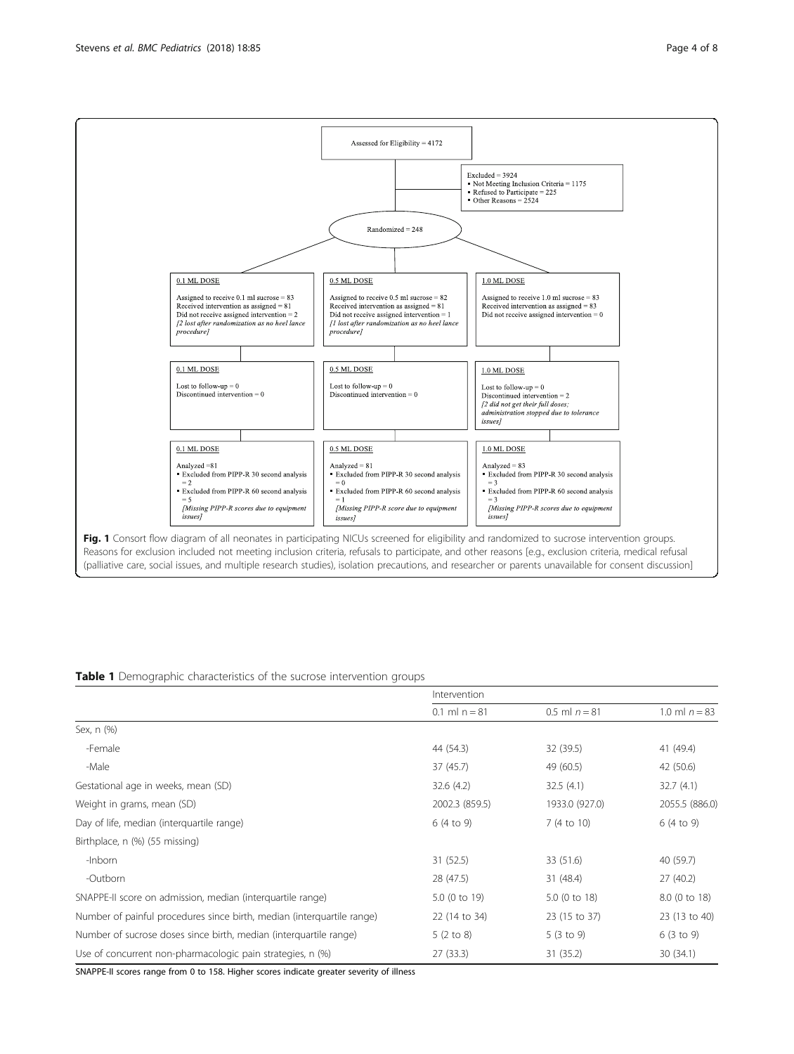Assessed for Eligibility = 4172

Excluded = 3924
- Not Meeting Inclusion Criteria = 1175
- Refused to Participate = 225
- Other Reasons = 2524

Randomized = 248

0.1 ML DOSE

Assigned to receive 0.1 ml sucrose = 83
Received intervention as assigned = 81
Did not receive assigned intervention = 2
*[2 lost after randomization as no heel lance procedure]*

0.5 ML DOSE

Assigned to receive 0.5 ml sucrose = 82
Received intervention as assigned = 81
Did not receive assigned intervention = 1
*[1 lost after randomization as no heel lance procedure]*

1.0 ML DOSE

Assigned to receive 1.0 ml sucrose = 83
Received intervention as assigned = 83
Did not receive assigned intervention = 0

0.1 ML DOSE

Lost to follow-up = 0
Discontinued intervention = 0

0.5 ML DOSE

Lost to follow-up = 0
Discontinued intervention = 0

1.0 ML DOSE

Lost to follow-up = 0
Discontinued intervention = 2
*[2 did not get their full doses; administration stopped due to tolerance issues]*

0.1 ML DOSE

Analyzed =81
- Excluded from PIPP-R 30 second analysis = 2
- Excluded from PIPP-R 60 second analysis = 5

*[Missing PIPP-R scores due to equipment issues]*

0.5 ML DOSE

Analyzed = 81
- Excluded from PIPP-R 30 second analysis = 0
- Excluded from PIPP-R 60 second analysis = 1

*[Missing PIPP-R score due to equipment issues]*

1.0 ML DOSE

Analyzed = 83
- Excluded from PIPP-R 30 second analysis = 3
- Excluded from PIPP-R 60 second analysis = 3

*[Missing PIPP-R scores due to equipment issues]*

**Fig. 1** Consort flow diagram of all neonates in participating NICUs screened for eligibility and randomized to sucrose intervention groups. Reasons for exclusion included not meeting inclusion criteria, refusals to participate, and other reasons [e.g., exclusion criteria, medical refusal (palliative care, social issues, and multiple research studies), isolation precautions, and researcher or parents unavailable for consent discussion]

**Table 1** Demographic characteristics of the sucrose intervention groups

| | Intervention | | |
|---|---|---|---|
| | 0.1 ml n = 81 | 0.5 ml *n* = 81 | 1.0 ml *n* = 83 |
| Sex, n (%) | | | |
| -Female | 44 (54.3) | 32 (39.5) | 41 (49.4) |
| -Male | 37 (45.7) | 49 (60.5) | 42 (50.6) |
| Gestational age in weeks, mean (SD) | 32.6 (4.2) | 32.5 (4.1) | 32.7 (4.1) |
| Weight in grams, mean (SD) | 2002.3 (859.5) | 1933.0 (927.0) | 2055.5 (886.0) |
| Day of life, median (interquartile range) | 6 (4 to 9) | 7 (4 to 10) | 6 (4 to 9) |
| Birthplace, n (%) (55 missing) | | | |
| -Inborn | 31 (52.5) | 33 (51.6) | 40 (59.7) |
| -Outborn | 28 (47.5) | 31 (48.4) | 27 (40.2) |
| SNAPPE-II score on admission, median (interquartile range) | 5.0 (0 to 19) | 5.0 (0 to 18) | 8.0 (0 to 18) |
| Number of painful procedures since birth, median (interquartile range) | 22 (14 to 34) | 23 (15 to 37) | 23 (13 to 40) |
| Number of sucrose doses since birth, median (interquartile range) | 5 (2 to 8) | 5 (3 to 9) | 6 (3 to 9) |
| Use of concurrent non-pharmacologic pain strategies, n (%) | 27 (33.3) | 31 (35.2) | 30 (34.1) |

SNAPPE-II scores range from 0 to 158. Higher scores indicate greater severity of illness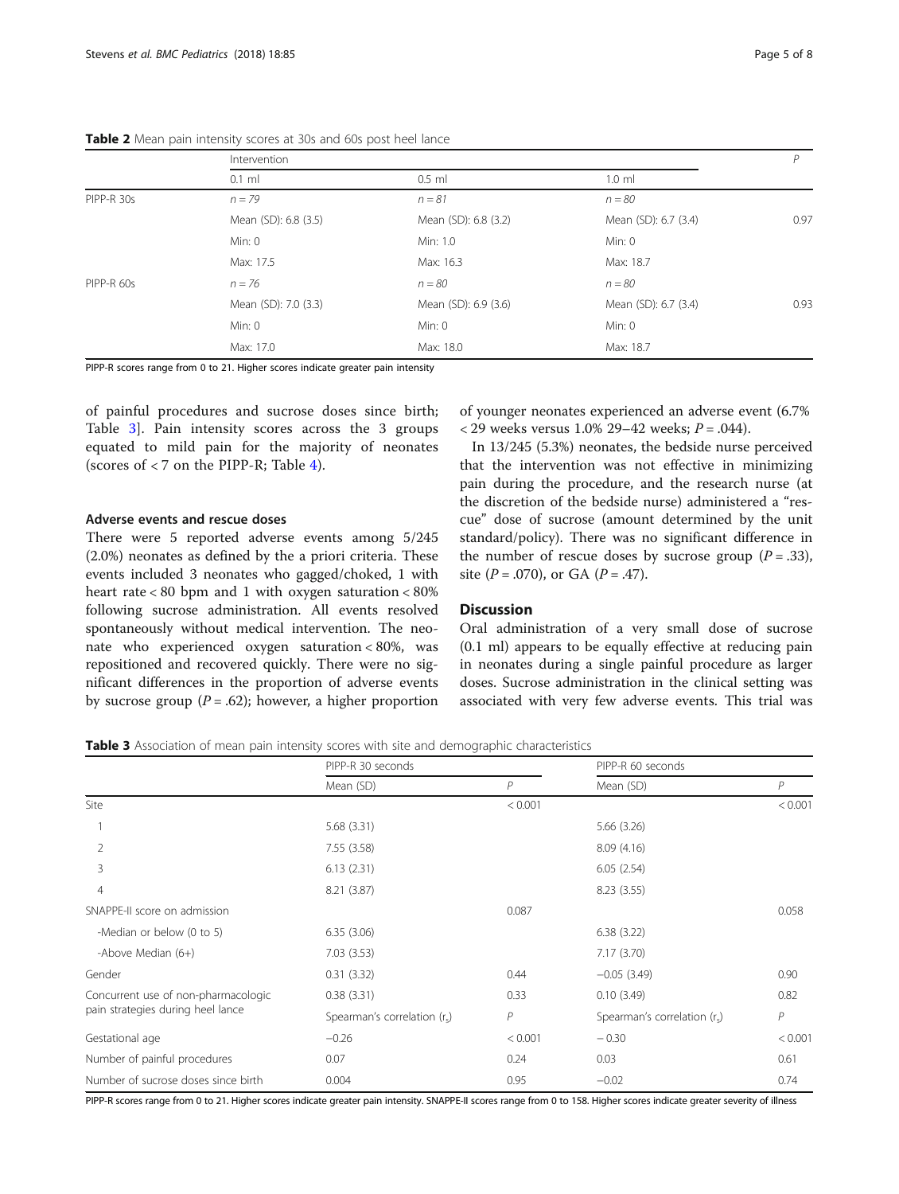**Table 2** Mean pain intensity scores at 30s and 60s post heel lance

| | Intervention | | | *P* |
|---|---|---|---|---|
| | 0.1 ml | 0.5 ml | 1.0 ml | |
| PIPP-R 30s | *n = 79* | *n = 81* | *n = 80* | |
| | Mean (SD): 6.8 (3.5) | Mean (SD): 6.8 (3.2) | Mean (SD): 6.7 (3.4) | 0.97 |
| | Min: 0 | Min: 1.0 | Min: 0 | |
| | Max: 17.5 | Max: 16.3 | Max: 18.7 | |
| PIPP-R 60s | *n = 76* | *n = 80* | *n = 80* | |
| | Mean (SD): 7.0 (3.3) | Mean (SD): 6.9 (3.6) | Mean (SD): 6.7 (3.4) | 0.93 |
| | Min: 0 | Min: 0 | Min: 0 | |
| | Max: 17.0 | Max: 18.0 | Max: 18.7 | |

PIPP-R scores range from 0 to 21. Higher scores indicate greater pain intensity

of painful procedures and sucrose doses since birth; Table 3]. Pain intensity scores across the 3 groups equated to mild pain for the majority of neonates (scores of < 7 on the PIPP-R; Table 4).

### Adverse events and rescue doses

There were 5 reported adverse events among 5/245 (2.0%) neonates as defined by the a priori criteria. These events included 3 neonates who gagged/choked, 1 with heart rate < 80 bpm and 1 with oxygen saturation < 80% following sucrose administration. All events resolved spontaneously without medical intervention. The neonate who experienced oxygen saturation < 80%, was repositioned and recovered quickly. There were no significant differences in the proportion of adverse events by sucrose group ($P = .62$); however, a higher proportion of younger neonates experienced an adverse event (6.7% < 29 weeks versus 1.0% 29–42 weeks; $P = .044$).

In 13/245 (5.3%) neonates, the bedside nurse perceived that the intervention was not effective in minimizing pain during the procedure, and the research nurse (at the discretion of the bedside nurse) administered a "rescue" dose of sucrose (amount determined by the unit standard/policy). There was no significant difference in the number of rescue doses by sucrose group ($P = .33$), site ($P = .070$), or GA ($P = .47$).

## Discussion

Oral administration of a very small dose of sucrose (0.1 ml) appears to be equally effective at reducing pain in neonates during a single painful procedure as larger doses. Sucrose administration in the clinical setting was associated with very few adverse events. This trial was

**Table 3** Association of mean pain intensity scores with site and demographic characteristics

| | PIPP-R 30 seconds | | PIPP-R 60 seconds | |
|---|---|---|---|---|
| | Mean (SD) | *P* | Mean (SD) | *P* |
| Site | | < 0.001 | | < 0.001 |
| 1 | 5.68 (3.31) | | 5.66 (3.26) | |
| 2 | 7.55 (3.58) | | 8.09 (4.16) | |
| 3 | 6.13 (2.31) | | 6.05 (2.54) | |
| 4 | 8.21 (3.87) | | 8.23 (3.55) | |
| SNAPPE-II score on admission | | 0.087 | | 0.058 |
| -Median or below (0 to 5) | 6.35 (3.06) | | 6.38 (3.22) | |
| -Above Median (6+) | 7.03 (3.53) | | 7.17 (3.70) | |
| Gender | 0.31 (3.32) | 0.44 | −0.05 (3.49) | 0.90 |
| Concurrent use of non-pharmacologic pain strategies during heel lance | 0.38 (3.31) | 0.33 | 0.10 (3.49) | 0.82 |
| | Spearman's correlation ($r_s$) | *P* | Spearman's correlation ($r_s$) | *P* |
| Gestational age | −0.26 | < 0.001 | − 0.30 | < 0.001 |
| Number of painful procedures | 0.07 | 0.24 | 0.03 | 0.61 |
| Number of sucrose doses since birth | 0.004 | 0.95 | −0.02 | 0.74 |

PIPP-R scores range from 0 to 21. Higher scores indicate greater pain intensity. SNAPPE-II scores range from 0 to 158. Higher scores indicate greater severity of illness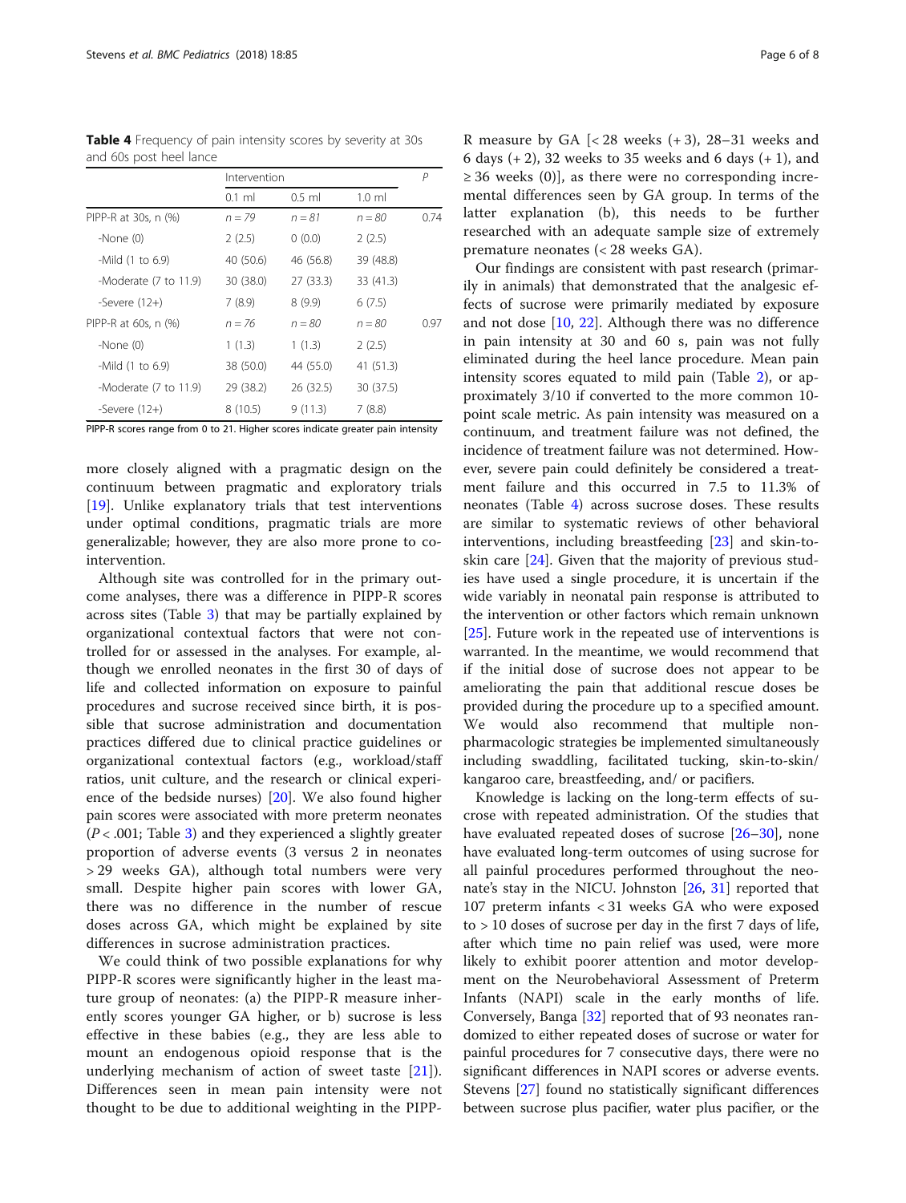**Table 4** Frequency of pain intensity scores by severity at 30s and 60s post heel lance

| | Intervention | | | *P* |
|---|---|---|---|---|
| | 0.1 ml | 0.5 ml | 1.0 ml | |
| PIPP-R at 30s, n (%) | *n* = 79 | *n* = 81 | *n* = 80 | 0.74 |
| -None (0) | 2 (2.5) | 0 (0.0) | 2 (2.5) | |
| -Mild (1 to 6.9) | 40 (50.6) | 46 (56.8) | 39 (48.8) | |
| -Moderate (7 to 11.9) | 30 (38.0) | 27 (33.3) | 33 (41.3) | |
| -Severe (12+) | 7 (8.9) | 8 (9.9) | 6 (7.5) | |
| PIPP-R at 60s, n (%) | *n* = 76 | *n* = 80 | *n* = 80 | 0.97 |
| -None (0) | 1 (1.3) | 1 (1.3) | 2 (2.5) | |
| -Mild (1 to 6.9) | 38 (50.0) | 44 (55.0) | 41 (51.3) | |
| -Moderate (7 to 11.9) | 29 (38.2) | 26 (32.5) | 30 (37.5) | |
| -Severe (12+) | 8 (10.5) | 9 (11.3) | 7 (8.8) | |

PIPP-R scores range from 0 to 21. Higher scores indicate greater pain intensity

more closely aligned with a pragmatic design on the continuum between pragmatic and exploratory trials [19]. Unlike explanatory trials that test interventions under optimal conditions, pragmatic trials are more generalizable; however, they are also more prone to co-intervention.

Although site was controlled for in the primary outcome analyses, there was a difference in PIPP-R scores across sites (Table 3) that may be partially explained by organizational contextual factors that were not controlled for or assessed in the analyses. For example, although we enrolled neonates in the first 30 of days of life and collected information on exposure to painful procedures and sucrose received since birth, it is possible that sucrose administration and documentation practices differed due to clinical practice guidelines or organizational contextual factors (e.g., workload/staff ratios, unit culture, and the research or clinical experience of the bedside nurses) [20]. We also found higher pain scores were associated with more preterm neonates ($P < .001$; Table 3) and they experienced a slightly greater proportion of adverse events (3 versus 2 in neonates > 29 weeks GA), although total numbers were very small. Despite higher pain scores with lower GA, there was no difference in the number of rescue doses across GA, which might be explained by site differences in sucrose administration practices.

We could think of two possible explanations for why PIPP-R scores were significantly higher in the least mature group of neonates: (a) the PIPP-R measure inherently scores younger GA higher, or b) sucrose is less effective in these babies (e.g., they are less able to mount an endogenous opioid response that is the underlying mechanism of action of sweet taste [21]). Differences seen in mean pain intensity were not thought to be due to additional weighting in the PIPP-R measure by GA [< 28 weeks (+ 3), 28–31 weeks and 6 days (+ 2), 32 weeks to 35 weeks and 6 days (+ 1), and ≥ 36 weeks (0)], as there were no corresponding incremental differences seen by GA group. In terms of the latter explanation (b), this needs to be further researched with an adequate sample size of extremely premature neonates (< 28 weeks GA).

Our findings are consistent with past research (primarily in animals) that demonstrated that the analgesic effects of sucrose were primarily mediated by exposure and not dose [10, 22]. Although there was no difference in pain intensity at 30 and 60 s, pain was not fully eliminated during the heel lance procedure. Mean pain intensity scores equated to mild pain (Table 2), or approximately 3/10 if converted to the more common 10-point scale metric. As pain intensity was measured on a continuum, and treatment failure was not defined, the incidence of treatment failure was not determined. However, severe pain could definitely be considered a treatment failure and this occurred in 7.5 to 11.3% of neonates (Table 4) across sucrose doses. These results are similar to systematic reviews of other behavioral interventions, including breastfeeding [23] and skin-to-skin care [24]. Given that the majority of previous studies have used a single procedure, it is uncertain if the wide variably in neonatal pain response is attributed to the intervention or other factors which remain unknown [25]. Future work in the repeated use of interventions is warranted. In the meantime, we would recommend that if the initial dose of sucrose does not appear to be ameliorating the pain that additional rescue doses be provided during the procedure up to a specified amount. We would also recommend that multiple non-pharmacologic strategies be implemented simultaneously including swaddling, facilitated tucking, skin-to-skin/kangaroo care, breastfeeding, and/ or pacifiers.

Knowledge is lacking on the long-term effects of sucrose with repeated administration. Of the studies that have evaluated repeated doses of sucrose [26–30], none have evaluated long-term outcomes of using sucrose for all painful procedures performed throughout the neonate's stay in the NICU. Johnston [26, 31] reported that 107 preterm infants < 31 weeks GA who were exposed to > 10 doses of sucrose per day in the first 7 days of life, after which time no pain relief was used, were more likely to exhibit poorer attention and motor development on the Neurobehavioral Assessment of Preterm Infants (NAPI) scale in the early months of life. Conversely, Banga [32] reported that of 93 neonates randomized to either repeated doses of sucrose or water for painful procedures for 7 consecutive days, there were no significant differences in NAPI scores or adverse events. Stevens [27] found no statistically significant differences between sucrose plus pacifier, water plus pacifier, or the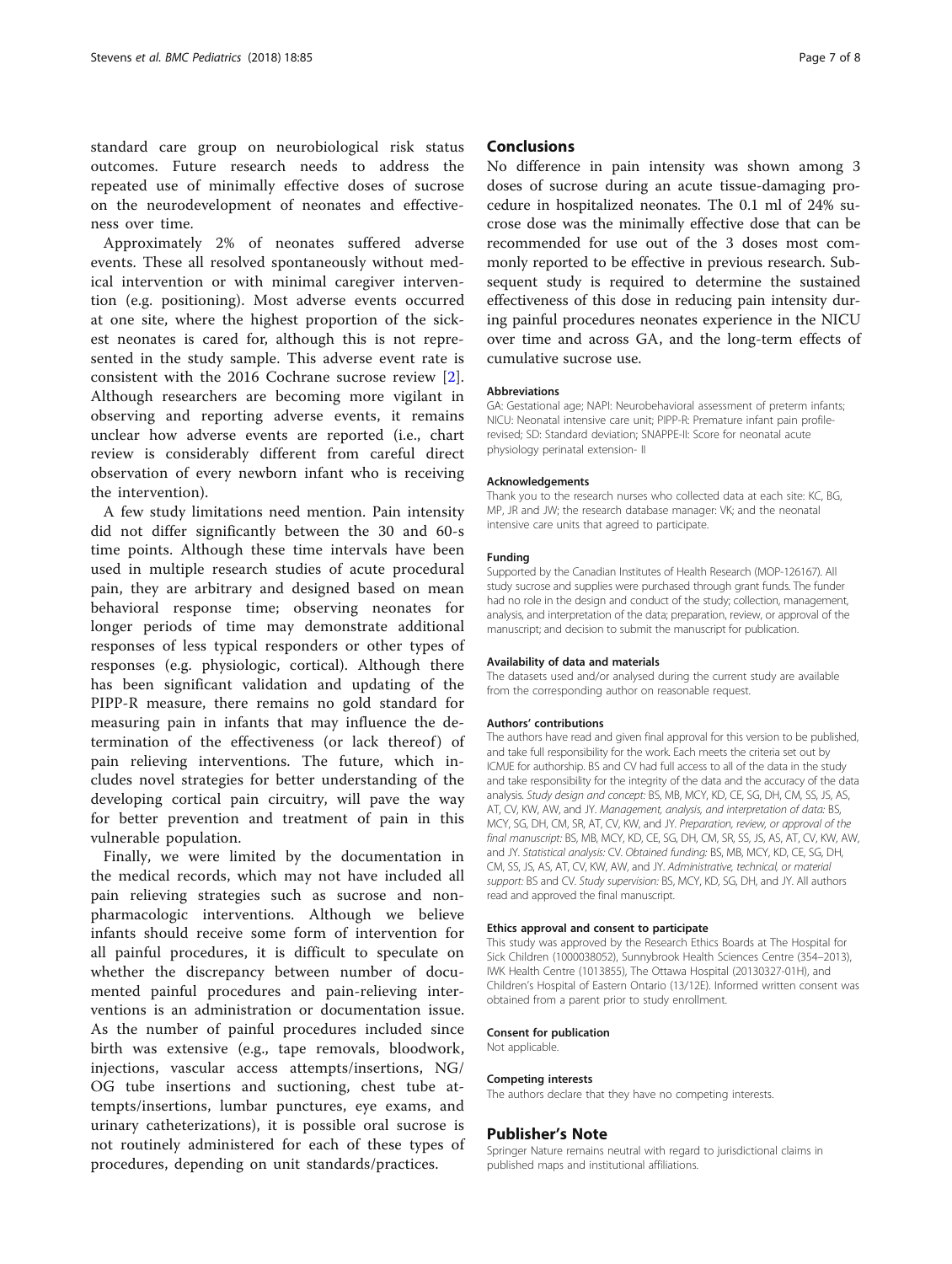standard care group on neurobiological risk status outcomes. Future research needs to address the repeated use of minimally effective doses of sucrose on the neurodevelopment of neonates and effectiveness over time.

Approximately 2% of neonates suffered adverse events. These all resolved spontaneously without medical intervention or with minimal caregiver intervention (e.g. positioning). Most adverse events occurred at one site, where the highest proportion of the sickest neonates is cared for, although this is not represented in the study sample. This adverse event rate is consistent with the 2016 Cochrane sucrose review [2]. Although researchers are becoming more vigilant in observing and reporting adverse events, it remains unclear how adverse events are reported (i.e., chart review is considerably different from careful direct observation of every newborn infant who is receiving the intervention).

A few study limitations need mention. Pain intensity did not differ significantly between the 30 and 60-s time points. Although these time intervals have been used in multiple research studies of acute procedural pain, they are arbitrary and designed based on mean behavioral response time; observing neonates for longer periods of time may demonstrate additional responses of less typical responders or other types of responses (e.g. physiologic, cortical). Although there has been significant validation and updating of the PIPP-R measure, there remains no gold standard for measuring pain in infants that may influence the determination of the effectiveness (or lack thereof) of pain relieving interventions. The future, which includes novel strategies for better understanding of the developing cortical pain circuitry, will pave the way for better prevention and treatment of pain in this vulnerable population.

Finally, we were limited by the documentation in the medical records, which may not have included all pain relieving strategies such as sucrose and non-pharmacologic interventions. Although we believe infants should receive some form of intervention for all painful procedures, it is difficult to speculate on whether the discrepancy between number of documented painful procedures and pain-relieving interventions is an administration or documentation issue. As the number of painful procedures included since birth was extensive (e.g., tape removals, bloodwork, injections, vascular access attempts/insertions, NG/OG tube insertions and suctioning, chest tube attempts/insertions, lumbar punctures, eye exams, and urinary catheterizations), it is possible oral sucrose is not routinely administered for each of these types of procedures, depending on unit standards/practices.

## Conclusions

No difference in pain intensity was shown among 3 doses of sucrose during an acute tissue-damaging procedure in hospitalized neonates. The 0.1 ml of 24% sucrose dose was the minimally effective dose that can be recommended for use out of the 3 doses most commonly reported to be effective in previous research. Subsequent study is required to determine the sustained effectiveness of this dose in reducing pain intensity during painful procedures neonates experience in the NICU over time and across GA, and the long-term effects of cumulative sucrose use.

#### Abbreviations

GA: Gestational age; NAPI: Neurobehavioral assessment of preterm infants; NICU: Neonatal intensive care unit; PIPP-R: Premature infant pain profile-revised; SD: Standard deviation; SNAPPE-II: Score for neonatal acute physiology perinatal extension- II

#### Acknowledgements

Thank you to the research nurses who collected data at each site: KC, BG, MP, JR and JW; the research database manager: VK; and the neonatal intensive care units that agreed to participate.

#### Funding

Supported by the Canadian Institutes of Health Research (MOP-126167). All study sucrose and supplies were purchased through grant funds. The funder had no role in the design and conduct of the study; collection, management, analysis, and interpretation of the data; preparation, review, or approval of the manuscript; and decision to submit the manuscript for publication.

#### Availability of data and materials

The datasets used and/or analysed during the current study are available from the corresponding author on reasonable request.

#### Authors' contributions

The authors have read and given final approval for this version to be published, and take full responsibility for the work. Each meets the criteria set out by ICMJE for authorship. BS and CV had full access to all of the data in the study and take responsibility for the integrity of the data and the accuracy of the data analysis. *Study design and concept:* BS, MB, MCY, KD, CE, SG, DH, CM, SS, JS, AS, AT, CV, KW, AW, and JY. *Management, analysis, and interpretation of data:* BS, MCY, SG, DH, CM, SR, AT, CV, KW, and JY. *Preparation, review, or approval of the final manuscript:* BS, MB, MCY, KD, CE, SG, DH, CM, SR, SS, JS, AS, AT, CV, KW, AW, and JY. *Statistical analysis:* CV. *Obtained funding:* BS, MB, MCY, KD, CE, SG, DH, CM, SS, JS, AS, AT, CV, KW, AW, and JY. *Administrative, technical, or material support:* BS and CV. *Study supervision:* BS, MCY, KD, SG, DH, and JY. All authors read and approved the final manuscript.

#### Ethics approval and consent to participate

This study was approved by the Research Ethics Boards at The Hospital for Sick Children (1000038052), Sunnybrook Health Sciences Centre (354–2013), IWK Health Centre (1013855), The Ottawa Hospital (20130327-01H), and Children's Hospital of Eastern Ontario (13/12E). Informed written consent was obtained from a parent prior to study enrollment.

#### Consent for publication

Not applicable.

#### Competing interests

The authors declare that they have no competing interests.

## Publisher's Note

Springer Nature remains neutral with regard to jurisdictional claims in published maps and institutional affiliations.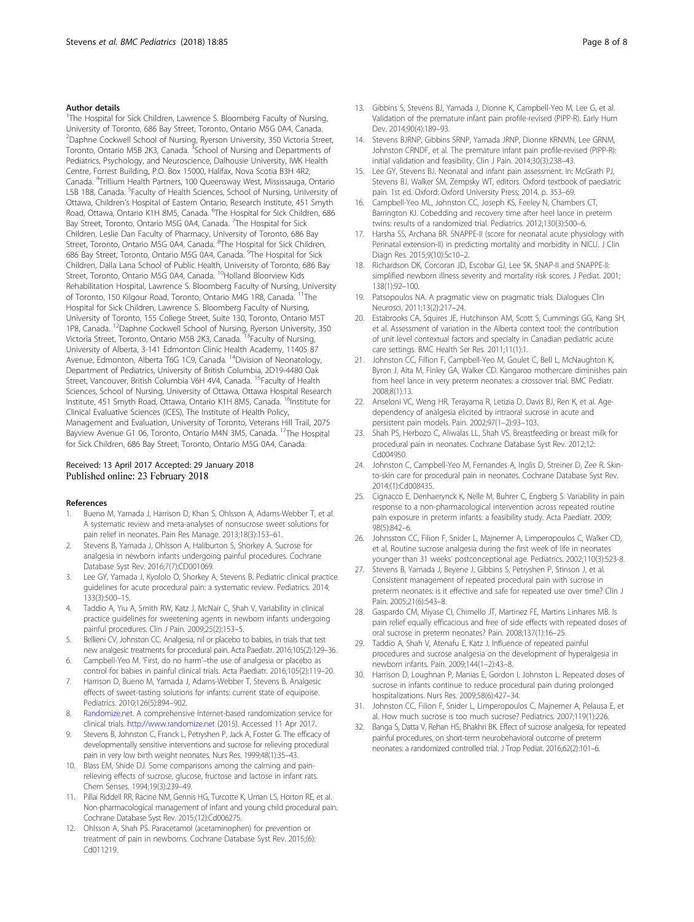### Author details

[1]The Hospital for Sick Children, Lawrence S. Bloomberg Faculty of Nursing, University of Toronto, 686 Bay Street, Toronto, Ontario M5G 0A4, Canada. [2]Daphne Cockwell School of Nursing, Ryerson University, 350 Victoria Street, Toronto, Ontario M5B 2K3, Canada. [3]School of Nursing and Departments of Pediatrics, Psychology, and Neuroscience, Dalhousie University, IWK Health Centre, Forrest Building, P.O. Box 15000, Halifax, Nova Scotia B3H 4R2, Canada. [4]Trillium Health Partners, 100 Queensway West, Mississauga, Ontario L5B 1B8, Canada. [5]Faculty of Health Sciences, School of Nursing, University of Ottawa, Children's Hospital of Eastern Ontario, Research Institute, 451 Smyth Road, Ottawa, Ontario K1H 8M5, Canada. [6]The Hospital for Sick Children, 686 Bay Street, Toronto, Ontario M5G 0A4, Canada. [7]The Hospital for Sick Children, Leslie Dan Faculty of Pharmacy, University of Toronto, 686 Bay Street, Toronto, Ontario M5G 0A4, Canada. [8]The Hospital for Sick Children, 686 Bay Street, Toronto, Ontario M5G 0A4, Canada. [9]The Hospital for Sick Children, Dalla Lana School of Public Health, University of Toronto, 686 Bay Street, Toronto, Ontario M5G 0A4, Canada. [10]Holland Bloorview Kids Rehabilitation Hospital, Lawrence S. Bloomberg Faculty of Nursing, University of Toronto, 150 Kilgour Road, Toronto, Ontario M4G 1R8, Canada. [11]The Hospital for Sick Children, Lawrence S. Bloomberg Faculty of Nursing, University of Toronto, 155 College Street, Suite 130, Toronto, Ontario M5T 1P8, Canada. [12]Daphne Cockwell School of Nursing, Ryerson University, 350 Victoria Street, Toronto, Ontario M5B 2K3, Canada. [13]Faculty of Nursing, University of Alberta, 3-141 Edmonton Clinic Health Academy, 11405 87 Avenue, Edmonton, Alberta T6G 1C9, Canada. [14]Division of Neonatology, Department of Pediatrics, University of British Columbia, 2D19-4480 Oak Street, Vancouver, British Columbia V6H 4V4, Canada. [15]Faculty of Health Sciences, School of Nursing, University of Ottawa, Ottawa Hospital Research Institute, 451 Smyth Road, Ottawa, Ontario K1H 8M5, Canada. [16]Institute for Clinical Evaluative Sciences (ICES), The Institute of Health Policy, Management and Evaluation, University of Toronto, Veterans Hill Trail, 2075 Bayview Avenue G1 06, Toronto, Ontario M4N 3M5, Canada. [17]The Hospital for Sick Children, 686 Bay Street, Toronto, Ontario M5G 0A4, Canada.

Received: 13 April 2017 Accepted: 29 January 2018
Published online: 23 February 2018

### References

1. Bueno M, Yamada J, Harrison D, Khan S, Ohlsson A, Adams-Webber T, et al. A systematic review and meta-analyses of nonsucrose sweet solutions for pain relief in neonates. Pain Res Manage. 2013;18(3):153–61.
2. Stevens B, Yamada J, Ohlsson A, Haliburton S, Shorkey A. Sucrose for analgesia in newborn infants undergoing painful procedures. Cochrane Database Syst Rev. 2016;7(7):CD001069.
3. Lee GY, Yamada J, Kyololo O, Shorkey A, Stevens B. Pediatric clinical practice guidelines for acute procedural pain: a systematic review. Pediatrics. 2014; 133(3):500–15.
4. Taddio A, Yiu A, Smith RW, Katz J, McNair C, Shah V. Variability in clinical practice guidelines for sweetening agents in newborn infants undergoing painful procedures. Clin J Pain. 2009;25(2):153–5.
5. Bellieni CV, Johnston CC. Analgesia, nil or placebo to babies, in trials that test new analgesic treatments for procedural pain. Acta Paediatr. 2016;105(2):129–36.
6. Campbell-Yeo M. 'First, do no harm'–the use of analgesia or placebo as control for babies in painful clinical trials. Acta Paediatr. 2016;105(2):119–20.
7. Harrison D, Bueno M, Yamada J, Adams-Webber T, Stevens B. Analgesic effects of sweet-tasting solutions for infants: current state of equipoise. Pediatrics. 2010;126(5):894–902.
8. Randomize.net. A comprehensive internet-based randomization service for clinical trials. http://www.randomize.net (2015). Accessed 11 Apr 2017.
9. Stevens B, Johnston C, Franck L, Petryshen P, Jack A, Foster G. The efficacy of developmentally sensitive interventions and sucrose for relieving procedural pain in very low birth weight neonates. Nurs Res. 1999;48(1):35–43.
10. Blass EM, Shide DJ. Some comparisons among the calming and pain-relieving effects of sucrose, glucose, fructose and lactose in infant rats. Chem Senses. 1994;19(3):239–49.
11. Pillai Riddell RR, Racine NM, Gennis HG, Turcotte K, Uman LS, Horton RE, et al. Non-pharmacological management of infant and young child procedural pain. Cochrane Database Syst Rev. 2015;(12):Cd006275.
12. Ohlsson A, Shah PS. Paracetamol (acetaminophen) for prevention or treatment of pain in newborns. Cochrane Database Syst Rev. 2015;(6): Cd011219.
13. Gibbins S, Stevens BJ, Yamada J, Dionne K, Campbell-Yeo M, Lee G, et al. Validation of the premature infant pain profile-revised (PIPP-R). Early Hum Dev. 2014;90(4):189–93.
14. Stevens BJRNP, Gibbins SRNP, Yamada JRNP, Dionne KRNMN, Lee GRNM, Johnston CRNDF, et al. The premature infant pain profile-revised (PIPP-R): initial validation and feasibility. Clin J Pain. 2014;30(3):238–43.
15. Lee GY, Stevens BJ. Neonatal and infant pain assessment. In: McGrath PJ, Stevens BJ, Walker SM, Zempsky WT, editors. Oxford textbook of paediatric pain. 1st ed. Oxford: Oxford University Press; 2014. p. 353–69.
16. Campbell-Yeo ML, Johnston CC, Joseph KS, Feeley N, Chambers CT, Barrington KJ. Cobedding and recovery time after heel lance in preterm twins: results of a randomized trial. Pediatrics. 2012;130(3):500–6.
17. Harsha SS, Archana BR. SNAPPE-II (score for neonatal acute physiology with Perinatal extension-II) in predicting mortality and morbidity in NICU. J Clin Diagn Res. 2015;9(10):Sc10–2.
18. Richardson DK, Corcoran JD, Escobar GJ, Lee SK. SNAP-II and SNAPPE-II: simplified newborn illness severity and mortality risk scores. J Pediat. 2001; 138(1):92–100.
19. Patsopoulos NA. A pragmatic view on pragmatic trials. Dialogues Clin Neurosci. 2011;13(2):217–24.
20. Estabrooks CA, Squires JE, Hutchinson AM, Scott S, Cummings GG, Kang SH, et al. Assessment of variation in the Alberta context tool: the contribution of unit level contextual factors and specialty in Canadian pediatric acute care settings. BMC Health Ser Res. 2011;11(1):1.
21. Johnston CC, Fillion F, Campbell-Yeo M, Goulet C, Bell L, McNaughton K, Byron J, Aita M, Finley GA, Walker CD. Kangaroo mothercare diminishes pain from heel lance in very preterm neonates: a crossover trial. BMC Pediatr. 2008;8(1):13.
22. Anseloni VC, Weng HR, Terayama R, Letizia D, Davis BJ, Ren K, et al. Age-dependency of analgesia elicited by intraoral sucrose in acute and persistent pain models. Pain. 2002;97(1–2):93–103.
23. Shah PS, Herbozo C, Aliwalas LL, Shah VS. Breastfeeding or breast milk for procedural pain in neonates. Cochrane Database Syst Rev. 2012;12: Cd004950.
24. Johnston C, Campbell-Yeo M, Fernandes A, Inglis D, Streiner D, Zee R. Skin-to-skin care for procedural pain in neonates. Cochrane Database Syst Rev. 2014;(1):Cd008435.
25. Cignacco E, Denhaerynck K, Nelle M, Buhrer C, Engberg S. Variability in pain response to a non-pharmacological intervention across repeated routine pain exposure in preterm infants: a feasibility study. Acta Paediatr. 2009; 98(5):842–6.
26. Johnsston CC, Filion F, Snider L, Majnemer A, Limperopoulos C, Walker CD, et al. Routine sucrose analgesia during the first week of life in neonates younger than 31 weeks' postconceptional age. Pediatrics. 2002;110(3):523-8.
27. Stevens B, Yamada J, Beyene J, Gibbins S, Petryshen P, Stinson J, et al. Consistent management of repeated procedural pain with sucrose in preterm neonates: is it effective and safe for repeated use over time? Clin J Pain. 2005;21(6):543–8.
28. Gaspardo CM, Miyase CI, Chimello JT, Martinez FE, Martins Linhares MB. Is pain relief equally efficacious and free of side effects with repeated doses of oral sucrose in preterm neonates? Pain. 2008;137(1):16–25.
29. Taddio A, Shah V, Atenafu E, Katz J. Influence of repeated painful procedures and sucrose analgesia on the development of hyperalgesia in newborn infants. Pain. 2009;144(1–2):43–8.
30. Harrison D, Loughnan P, Manias E, Gordon I, Johnston L. Repeated doses of sucrose in infants continue to reduce procedural pain during prolonged hospitalizations. Nurs Res. 2009;58(6):427–34.
31. Johnston CC, Filion F, Snider L, Limperopoulos C, Majnemer A, Pelausa E, et al. How much sucrose is too much sucrose? Pediatrics. 2007;119(1):226.
32. Banga S, Datta V, Rehan HS, Bhakhri BK. Effect of sucrose analgesia, for repeated painful procedures, on short-term neurobehavioral outcome of preterm neonates: a randomized controlled trial. J Trop Pediat. 2016;62(2):101–6.